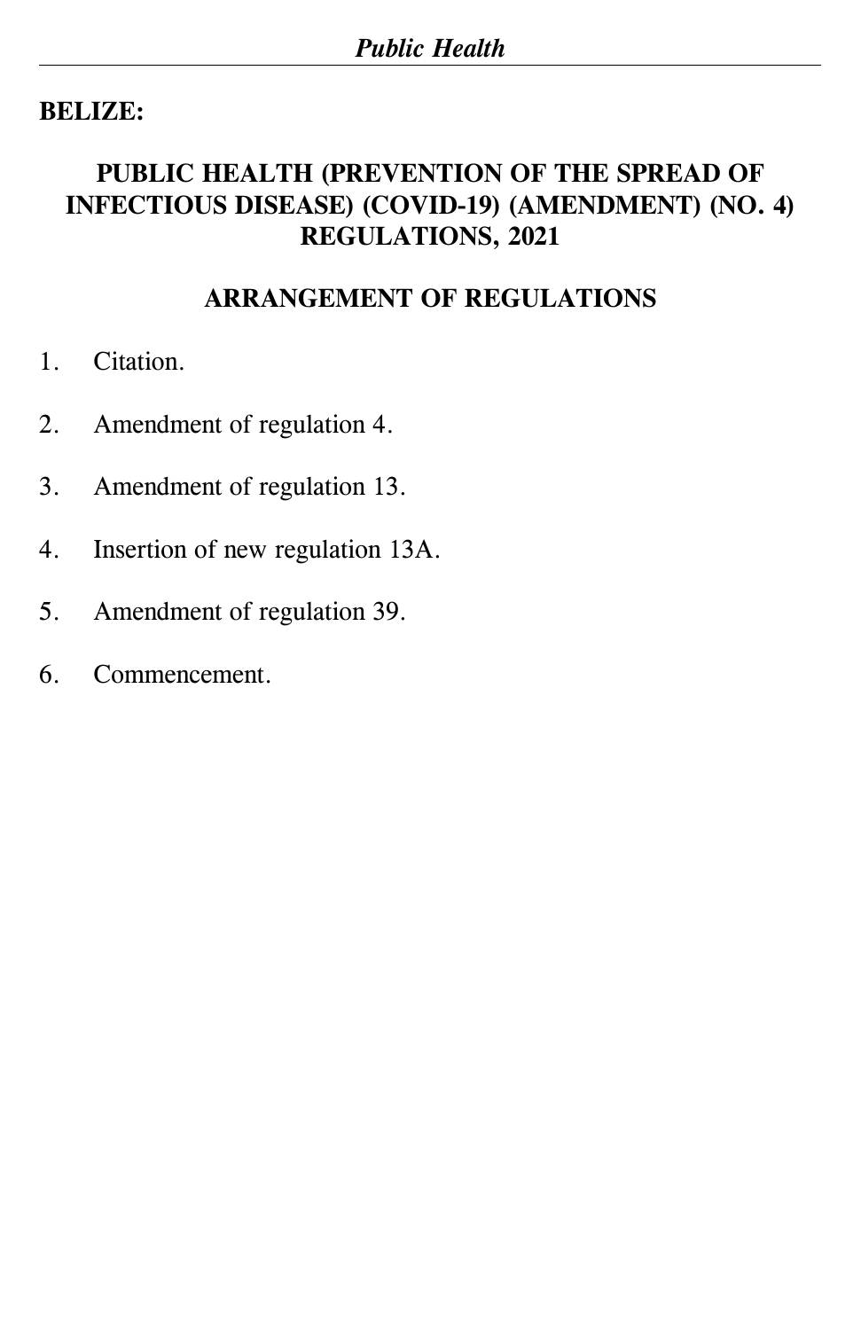**BELIZE:**

# PUBLIC HEALTH (PREVENTION OF THE SPREAD OF INFECTIOUS DISEASE) (COVID-19) (AMENDMENT) (NO. 4) REGULATIONS, 2021

## ARRANGEMENT OF REGULATIONS

1. Citation.
2. Amendment of regulation 4.
3. Amendment of regulation 13.
4. Insertion of new regulation 13A.
5. Amendment of regulation 39.
6. Commencement.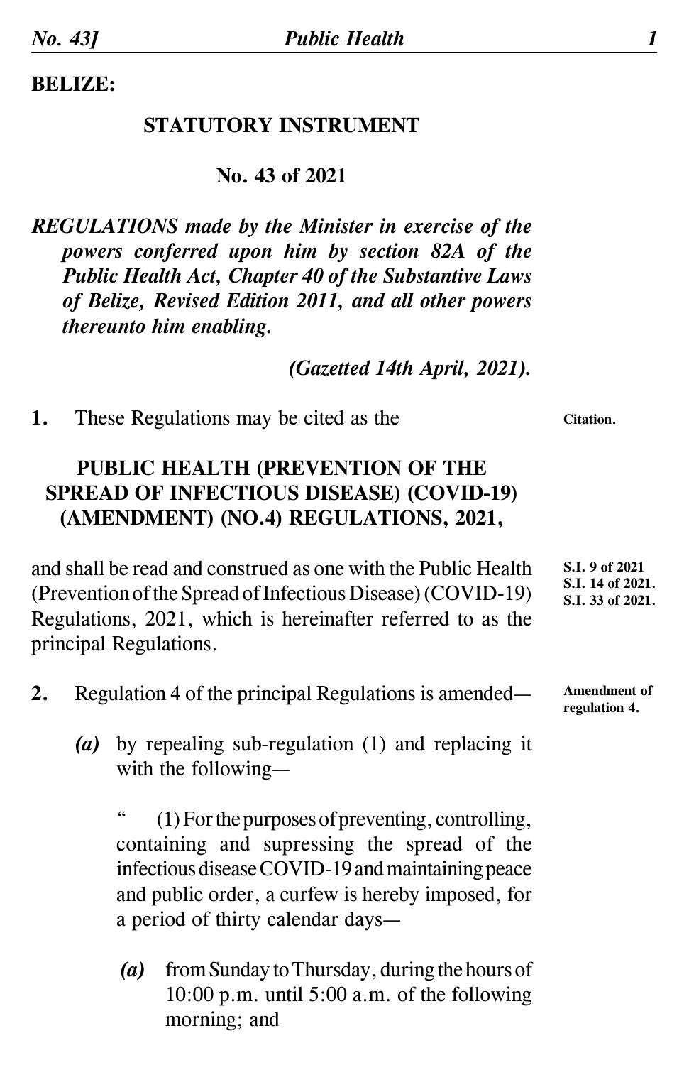**BELIZE:**

**STATUTORY INSTRUMENT**

**No. 43 of 2021**

***REGULATIONS made by the Minister in exercise of the powers conferred upon him by section 82A of the Public Health Act, Chapter 40 of the Substantive Laws of Belize, Revised Edition 2011, and all other powers thereunto him enabling.***

*(Gazetted 14th April, 2021).*

**1.** These Regulations may be cited as the **Citation.**

**PUBLIC HEALTH (PREVENTION OF THE SPREAD OF INFECTIOUS DISEASE) (COVID-19) (AMENDMENT) (NO.4) REGULATIONS, 2021,**

and shall be read and construed as one with the Public Health (Prevention of the Spread of Infectious Disease) (COVID-19) Regulations, 2021, which is hereinafter referred to as the principal Regulations. **S.I. 9 of 2021 S.I. 14 of 2021. S.I. 33 of 2021.**

**2.** Regulation 4 of the principal Regulations is amended— **Amendment of regulation 4.**

***(a)*** by repealing sub-regulation (1) and replacing it with the following—

" (1) For the purposes of preventing, controlling, containing and supressing the spread of the infectious disease COVID-19 and maintaining peace and public order, a curfew is hereby imposed, for a period of thirty calendar days—

***(a)*** from Sunday to Thursday, during the hours of 10:00 p.m. until 5:00 a.m. of the following morning; and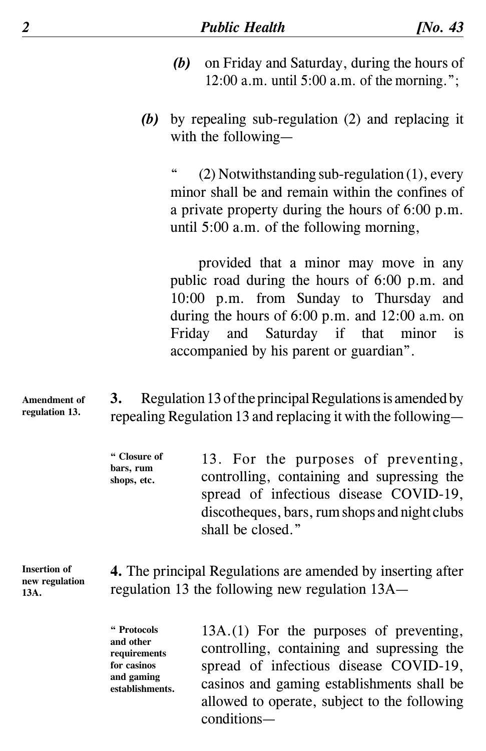*(b)* on Friday and Saturday, during the hours of 12:00 a.m. until 5:00 a.m. of the morning.";

*(b)* by repealing sub-regulation (2) and replacing it with the following—

" (2) Notwithstanding sub-regulation (1), every minor shall be and remain within the confines of a private property during the hours of 6:00 p.m. until 5:00 a.m. of the following morning,

provided that a minor may move in any public road during the hours of 6:00 p.m. and 10:00 p.m. from Sunday to Thursday and during the hours of 6:00 p.m. and 12:00 a.m. on Friday and Saturday if that minor is accompanied by his parent or guardian".

**Amendment of regulation 13.**

**3.** Regulation 13 of the principal Regulations is amended by repealing Regulation 13 and replacing it with the following—

**" Closure of bars, rum shops, etc.**

13. For the purposes of preventing, controlling, containing and supressing the spread of infectious disease COVID-19, discotheques, bars, rum shops and night clubs shall be closed."

**Insertion of new regulation 13A.**

**4.** The principal Regulations are amended by inserting after regulation 13 the following new regulation 13A—

**" Protocols and other requirements for casinos and gaming establishments.**

13A.(1) For the purposes of preventing, controlling, containing and supressing the spread of infectious disease COVID-19, casinos and gaming establishments shall be allowed to operate, subject to the following conditions—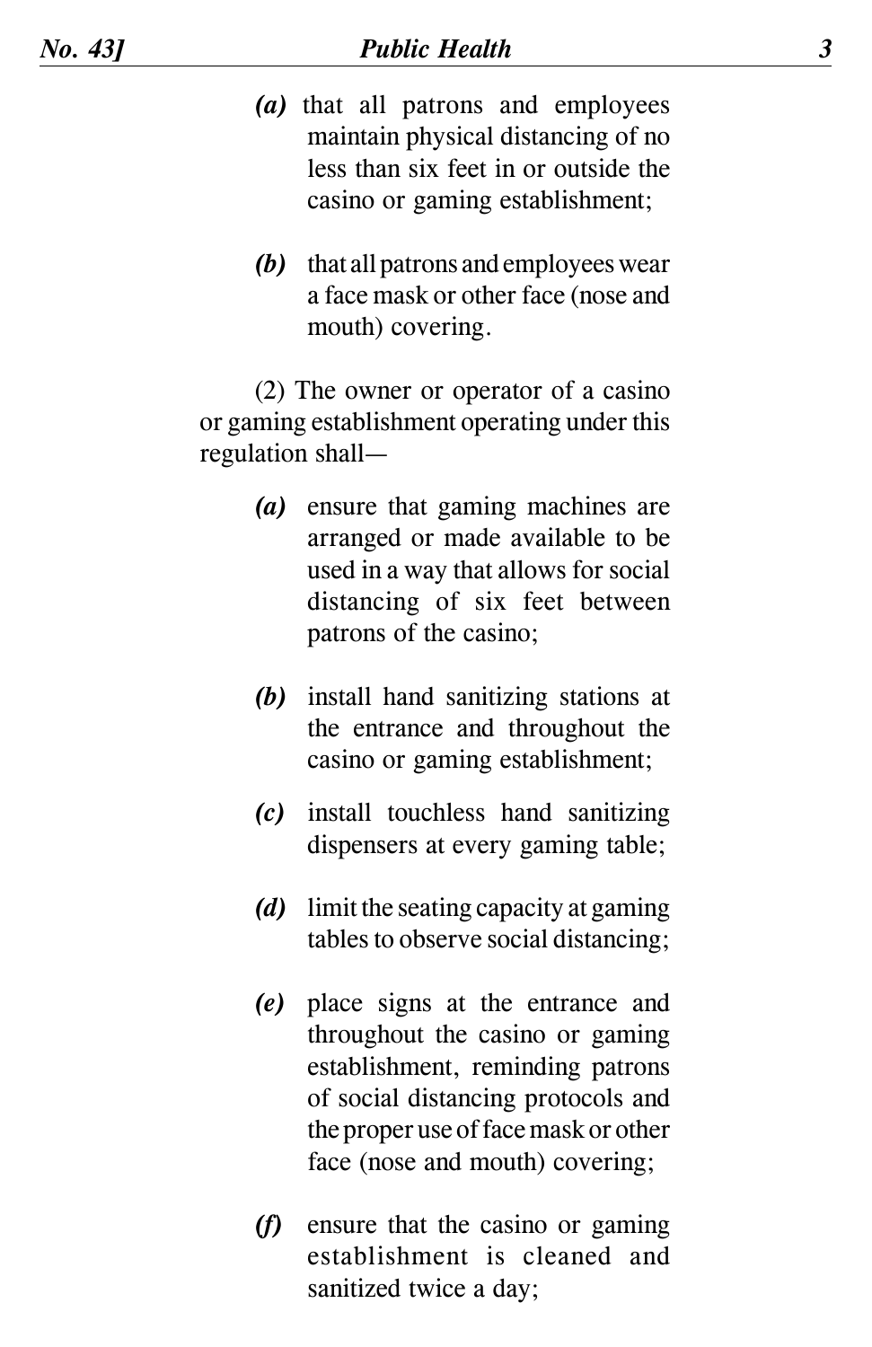*(a)* that all patrons and employees maintain physical distancing of no less than six feet in or outside the casino or gaming establishment;

*(b)* that all patrons and employees wear a face mask or other face (nose and mouth) covering.

(2) The owner or operator of a casino or gaming establishment operating under this regulation shall—

*(a)* ensure that gaming machines are arranged or made available to be used in a way that allows for social distancing of six feet between patrons of the casino;

*(b)* install hand sanitizing stations at the entrance and throughout the casino or gaming establishment;

*(c)* install touchless hand sanitizing dispensers at every gaming table;

*(d)* limit the seating capacity at gaming tables to observe social distancing;

*(e)* place signs at the entrance and throughout the casino or gaming establishment, reminding patrons of social distancing protocols and the proper use of face mask or other face (nose and mouth) covering;

*(f)* ensure that the casino or gaming establishment is cleaned and sanitized twice a day;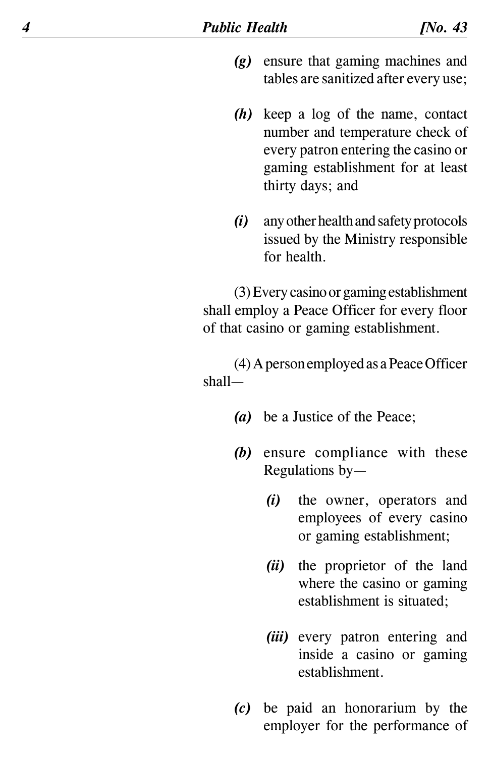*(g)* ensure that gaming machines and tables are sanitized after every use;

*(h)* keep a log of the name, contact number and temperature check of every patron entering the casino or gaming establishment for at least thirty days; and

*(i)* any other health and safety protocols issued by the Ministry responsible for health.

(3) Every casino or gaming establishment shall employ a Peace Officer for every floor of that casino or gaming establishment.

(4) A person employed as a Peace Officer shall—

*(a)* be a Justice of the Peace;

*(b)* ensure compliance with these Regulations by—

*(i)* the owner, operators and employees of every casino or gaming establishment;

*(ii)* the proprietor of the land where the casino or gaming establishment is situated;

*(iii)* every patron entering and inside a casino or gaming establishment.

*(c)* be paid an honorarium by the employer for the performance of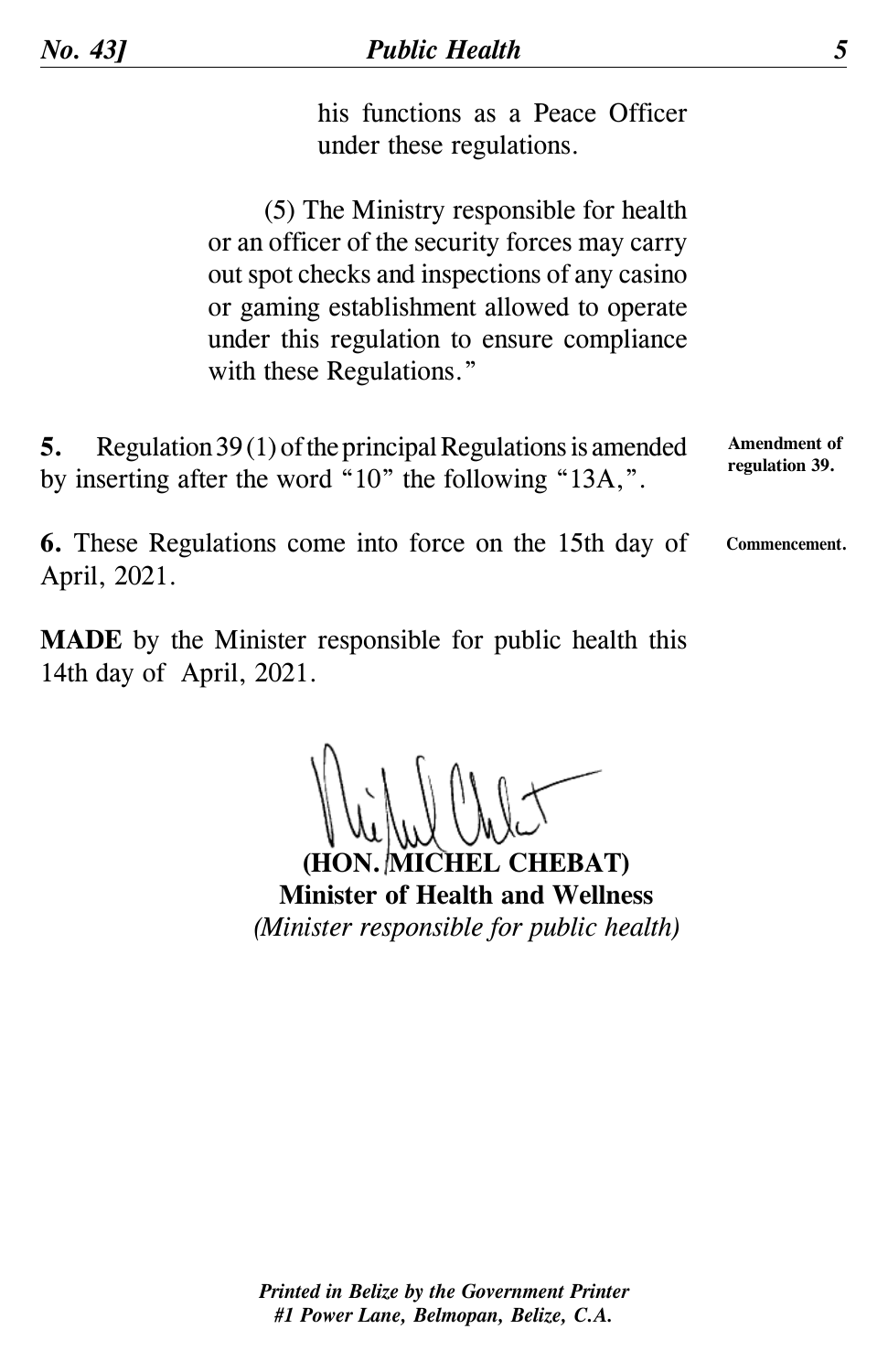his functions as a Peace Officer under these regulations.

(5) The Ministry responsible for health or an officer of the security forces may carry out spot checks and inspections of any casino or gaming establishment allowed to operate under this regulation to ensure compliance with these Regulations."

**Amendment of regulation 39.**

**5.** Regulation 39 (1) of the principal Regulations is amended by inserting after the word "10" the following "13A,".

**Commencement.**

**6.** These Regulations come into force on the 15th day of April, 2021.

**MADE** by the Minister responsible for public health this 14th day of April, 2021.

**(HON. MICHEL CHEBAT)**
**Minister of Health and Wellness**
*(Minister responsible for public health)*

***Printed in Belize by the Government Printer***
***#1 Power Lane, Belmopan, Belize, C.A.***